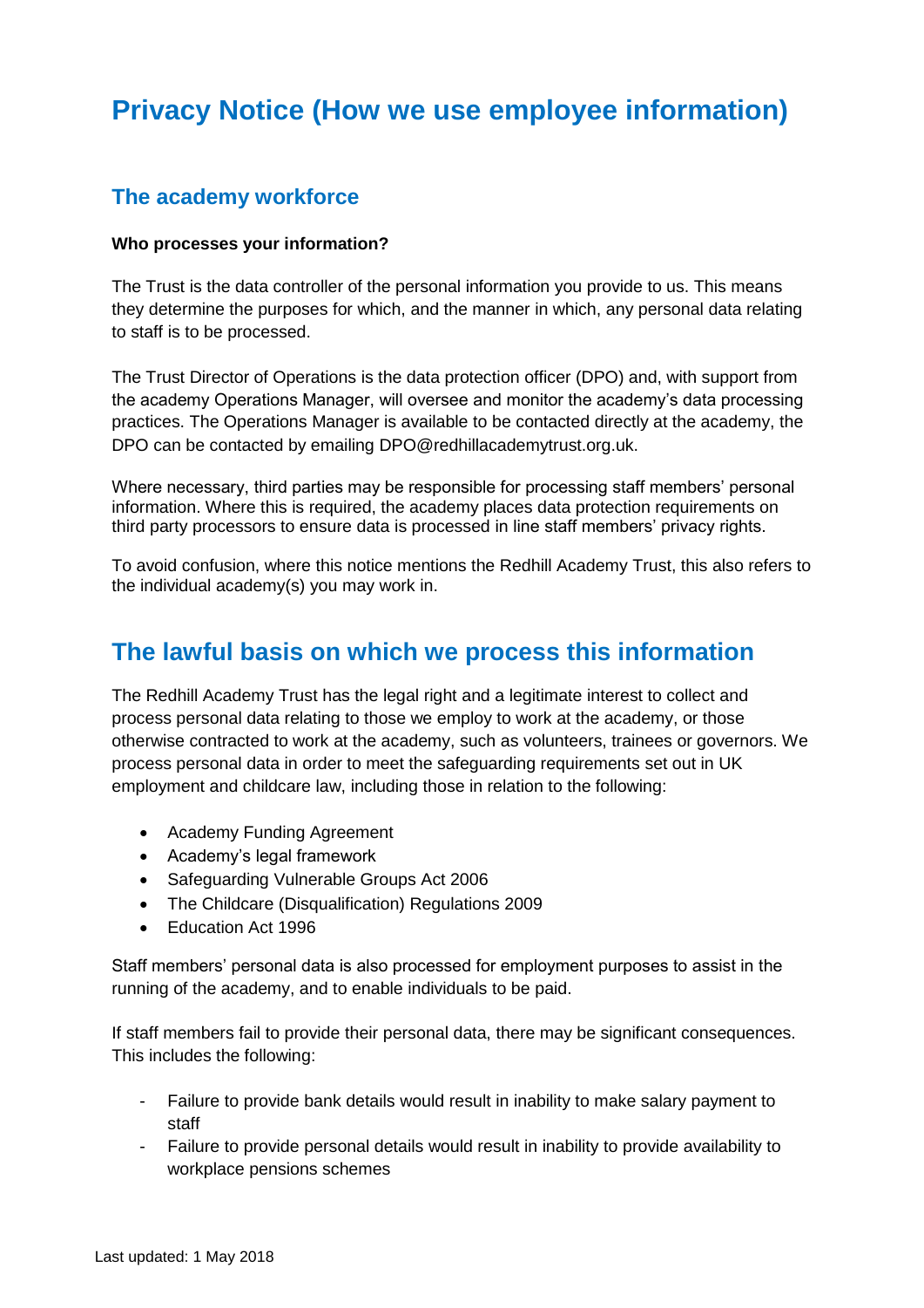# Privacy Notice (How we use employee information)

## The academy workforce

**Who processes your information?**

The Trust is the data controller of the personal information you provide to us. This means they determine the purposes for which, and the manner in which, any personal data relating to staff is to be processed.

The Trust Director of Operations is the data protection officer (DPO) and, with support from the academy Operations Manager, will oversee and monitor the academy's data processing practices. The Operations Manager is available to be contacted directly at the academy, the DPO can be contacted by emailing DPO@redhillacademytrust.org.uk.

Where necessary, third parties may be responsible for processing staff members' personal information. Where this is required, the academy places data protection requirements on third party processors to ensure data is processed in line staff members' privacy rights.

To avoid confusion, where this notice mentions the Redhill Academy Trust, this also refers to the individual academy(s) you may work in.

## The lawful basis on which we process this information

The Redhill Academy Trust has the legal right and a legitimate interest to collect and process personal data relating to those we employ to work at the academy, or those otherwise contracted to work at the academy, such as volunteers, trainees or governors. We process personal data in order to meet the safeguarding requirements set out in UK employment and childcare law, including those in relation to the following:

- Academy Funding Agreement
- Academy's legal framework
- Safeguarding Vulnerable Groups Act 2006
- The Childcare (Disqualification) Regulations 2009
- Education Act 1996

Staff members' personal data is also processed for employment purposes to assist in the running of the academy, and to enable individuals to be paid.

If staff members fail to provide their personal data, there may be significant consequences. This includes the following:

- Failure to provide bank details would result in inability to make salary payment to staff
- Failure to provide personal details would result in inability to provide availability to workplace pensions schemes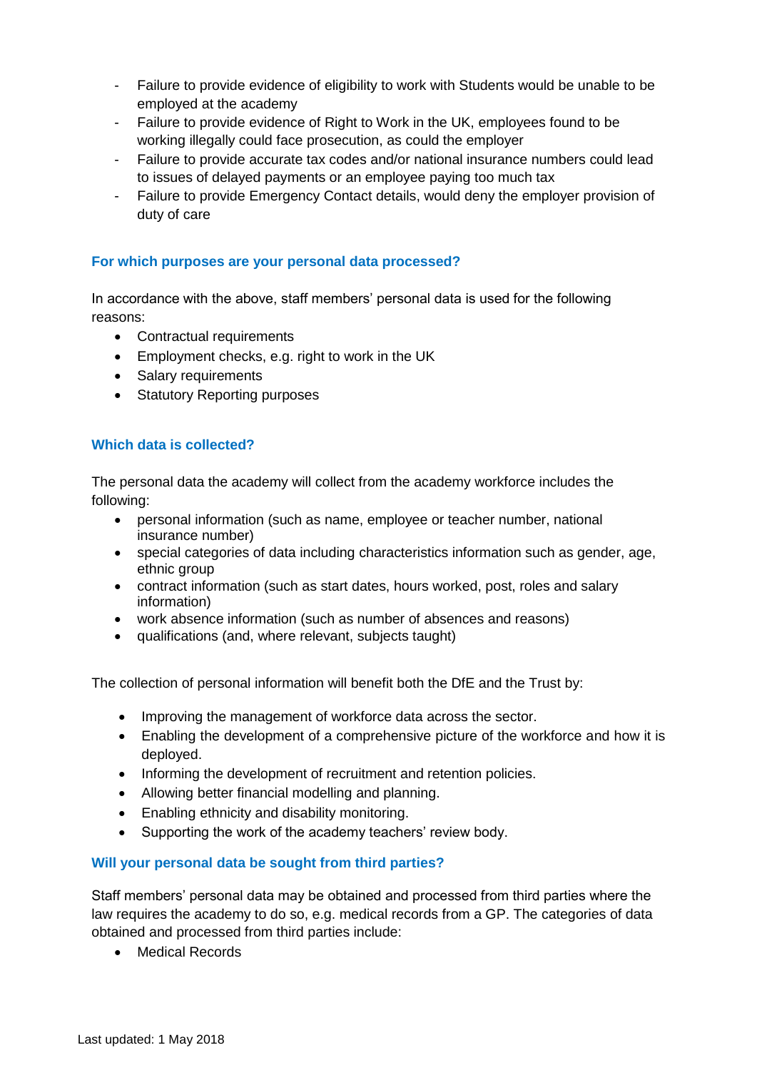- Failure to provide evidence of eligibility to work with Students would be unable to be employed at the academy
- Failure to provide evidence of Right to Work in the UK, employees found to be working illegally could face prosecution, as could the employer
- Failure to provide accurate tax codes and/or national insurance numbers could lead to issues of delayed payments or an employee paying too much tax
- Failure to provide Emergency Contact details, would deny the employer provision of duty of care

### For which purposes are your personal data processed?

In accordance with the above, staff members' personal data is used for the following reasons:

- Contractual requirements
- Employment checks, e.g. right to work in the UK
- Salary requirements
- Statutory Reporting purposes

### Which data is collected?

The personal data the academy will collect from the academy workforce includes the following:

- personal information (such as name, employee or teacher number, national insurance number)
- special categories of data including characteristics information such as gender, age, ethnic group
- contract information (such as start dates, hours worked, post, roles and salary information)
- work absence information (such as number of absences and reasons)
- qualifications (and, where relevant, subjects taught)

The collection of personal information will benefit both the DfE and the Trust by:

- Improving the management of workforce data across the sector.
- Enabling the development of a comprehensive picture of the workforce and how it is deployed.
- Informing the development of recruitment and retention policies.
- Allowing better financial modelling and planning.
- Enabling ethnicity and disability monitoring.
- Supporting the work of the academy teachers' review body.

### Will your personal data be sought from third parties?

Staff members' personal data may be obtained and processed from third parties where the law requires the academy to do so, e.g. medical records from a GP. The categories of data obtained and processed from third parties include:

- Medical Records

Last updated: 1 May 2018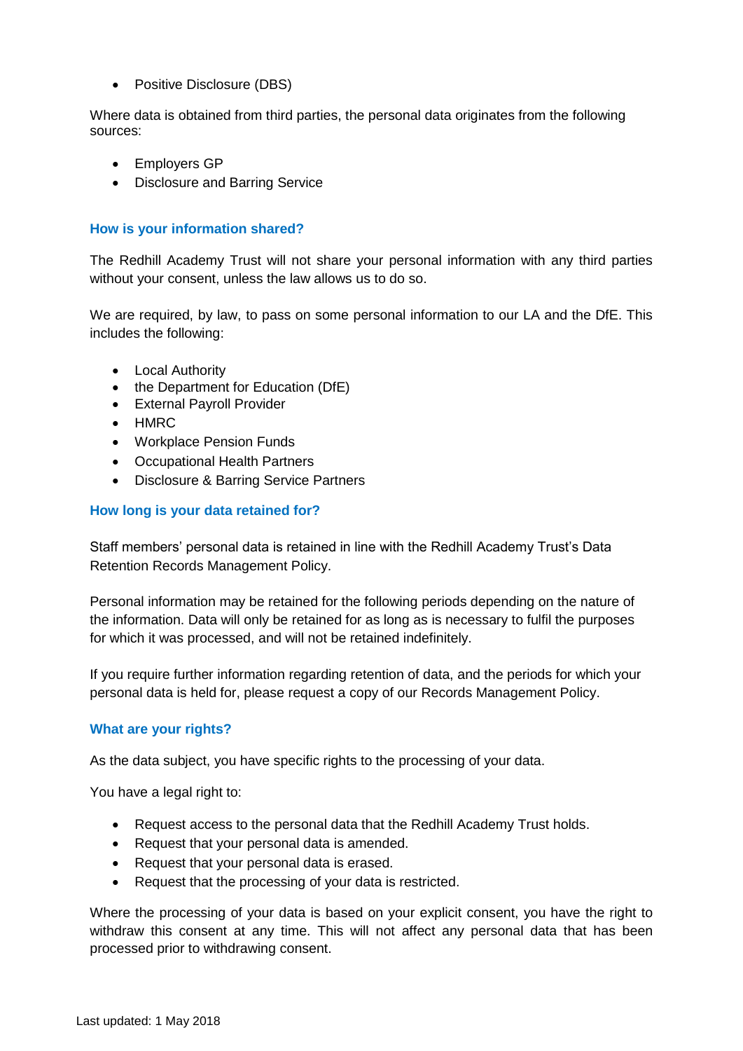- Positive Disclosure (DBS)

Where data is obtained from third parties, the personal data originates from the following sources:

- Employers GP
- Disclosure and Barring Service

### How is your information shared?

The Redhill Academy Trust will not share your personal information with any third parties without your consent, unless the law allows us to do so.

We are required, by law, to pass on some personal information to our LA and the DfE. This includes the following:

- Local Authority
- the Department for Education (DfE)
- External Payroll Provider
- HMRC
- Workplace Pension Funds
- Occupational Health Partners
- Disclosure & Barring Service Partners

### How long is your data retained for?

Staff members' personal data is retained in line with the Redhill Academy Trust's Data Retention Records Management Policy.

Personal information may be retained for the following periods depending on the nature of the information. Data will only be retained for as long as is necessary to fulfil the purposes for which it was processed, and will not be retained indefinitely.

If you require further information regarding retention of data, and the periods for which your personal data is held for, please request a copy of our Records Management Policy.

### What are your rights?

As the data subject, you have specific rights to the processing of your data.

You have a legal right to:

- Request access to the personal data that the Redhill Academy Trust holds.
- Request that your personal data is amended.
- Request that your personal data is erased.
- Request that the processing of your data is restricted.

Where the processing of your data is based on your explicit consent, you have the right to withdraw this consent at any time. This will not affect any personal data that has been processed prior to withdrawing consent.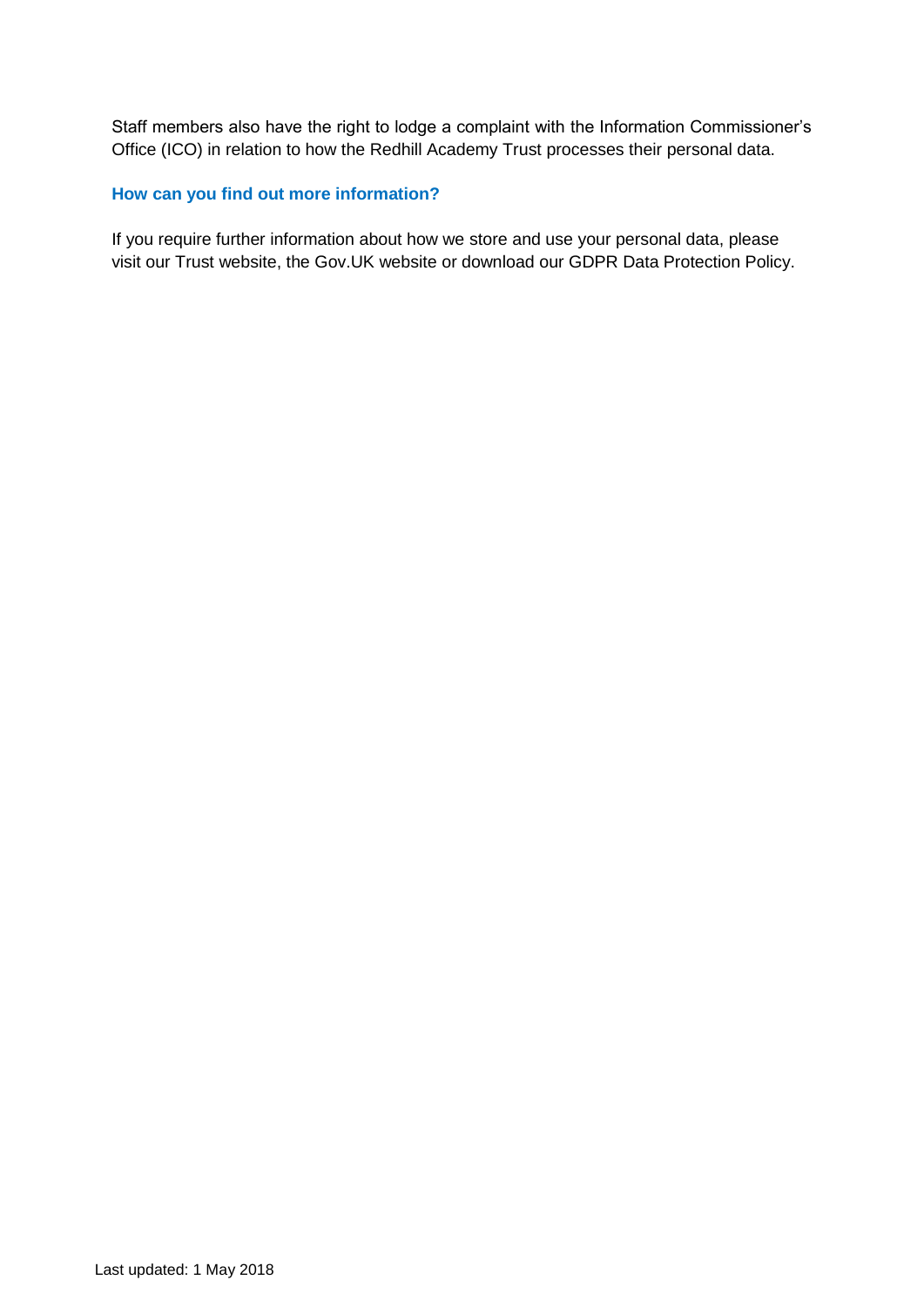Staff members also have the right to lodge a complaint with the Information Commissioner's Office (ICO) in relation to how the Redhill Academy Trust processes their personal data.

### How can you find out more information?

If you require further information about how we store and use your personal data, please visit our Trust website, the Gov.UK website or download our GDPR Data Protection Policy.

Last updated: 1 May 2018